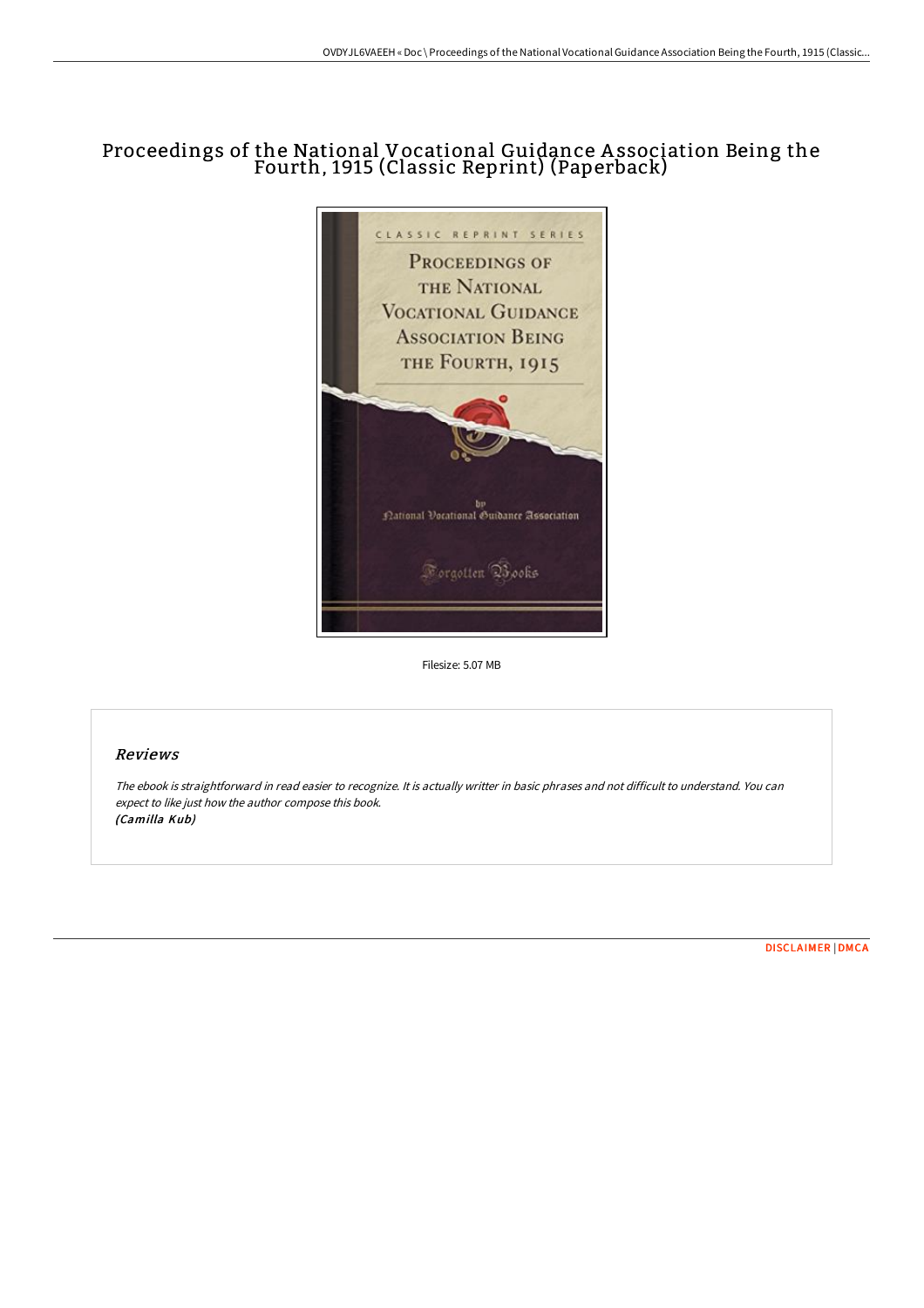# Proceedings of the National Vocational Guidance Association Being the Fourth, 1915 (Classic Reprint) (Paperback)

Filesize: 5.07 MB

## Reviews

*The ebook is straightforward in read easier to recognize. It is actually writter in basic phrases and not difficult to understand. You can expect to like just how the author compose this book.*
***(Camilla Kub)***

DISCLAIMER | DMCA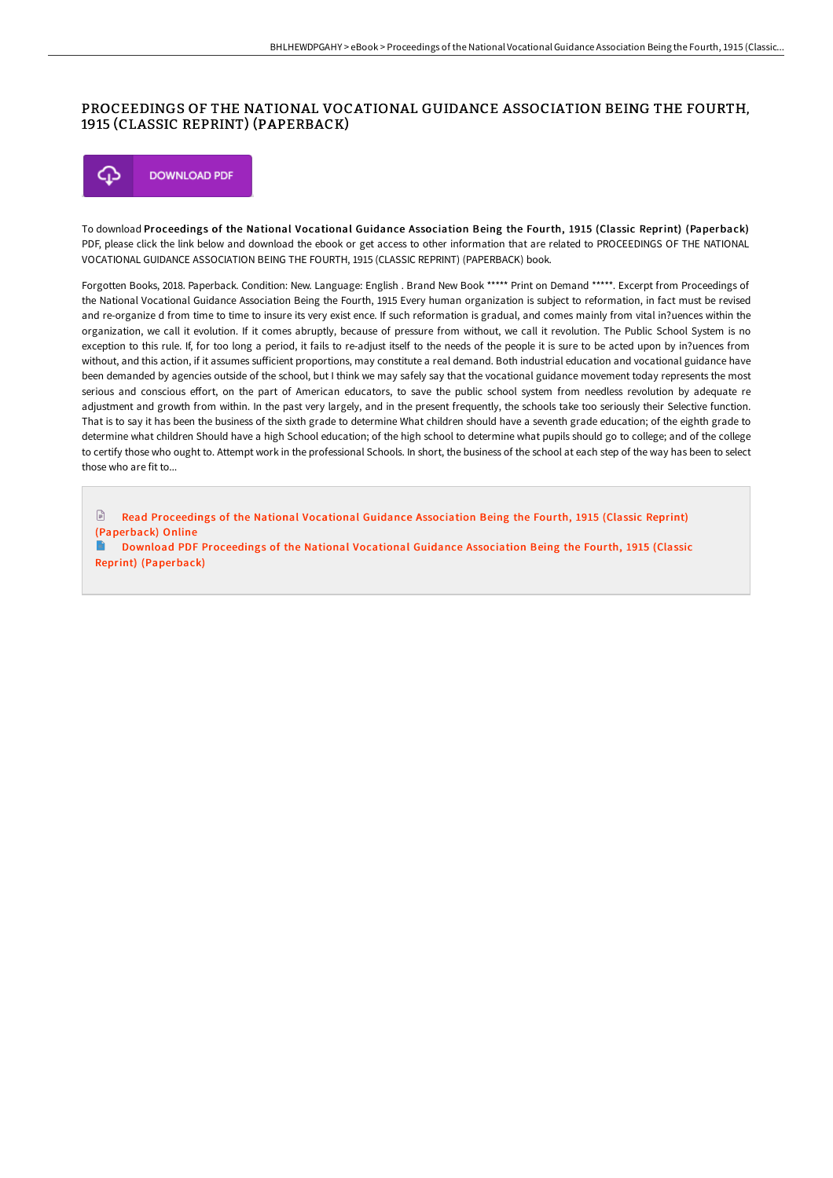# PROCEEDINGS OF THE NATIONAL VOCATIONAL GUIDANCE ASSOCIATION BEING THE FOURTH, 1915 (CLASSIC REPRINT) (PAPERBACK)

DOWNLOAD PDF

To download **Proceedings of the National Vocational Guidance Association Being the Fourth, 1915 (Classic Reprint) (Paperback)** PDF, please click the link below and download the ebook or get access to other information that are related to PROCEEDINGS OF THE NATIONAL VOCATIONAL GUIDANCE ASSOCIATION BEING THE FOURTH, 1915 (CLASSIC REPRINT) (PAPERBACK) book.

Forgotten Books, 2018. Paperback. Condition: New. Language: English . Brand New Book ***** Print on Demand *****. Excerpt from Proceedings of the National Vocational Guidance Association Being the Fourth, 1915 Every human organization is subject to reformation, in fact must be revised and re-organize d from time to time to insure its very exist ence. If such reformation is gradual, and comes mainly from vital in?uences within the organization, we call it evolution. If it comes abruptly, because of pressure from without, we call it revolution. The Public School System is no exception to this rule. If, for too long a period, it fails to re-adjust itself to the needs of the people it is sure to be acted upon by in?uences from without, and this action, if it assumes sufficient proportions, may constitute a real demand. Both industrial education and vocational guidance have been demanded by agencies outside of the school, but I think we may safely say that the vocational guidance movement today represents the most serious and conscious effort, on the part of American educators, to save the public school system from needless revolution by adequate re adjustment and growth from within. In the past very largely, and in the present frequently, the schools take too seriously their Selective function. That is to say it has been the business of the sixth grade to determine What children should have a seventh grade education; of the eighth grade to determine what children Should have a high School education; of the high school to determine what pupils should go to college; and of the college to certify those who ought to. Attempt work in the professional Schools. In short, the business of the school at each step of the way has been to select those who are fit to...

Read Proceedings of the National Vocational Guidance Association Being the Fourth, 1915 (Classic Reprint) (Paperback) Online

Download PDF Proceedings of the National Vocational Guidance Association Being the Fourth, 1915 (Classic Reprint) (Paperback)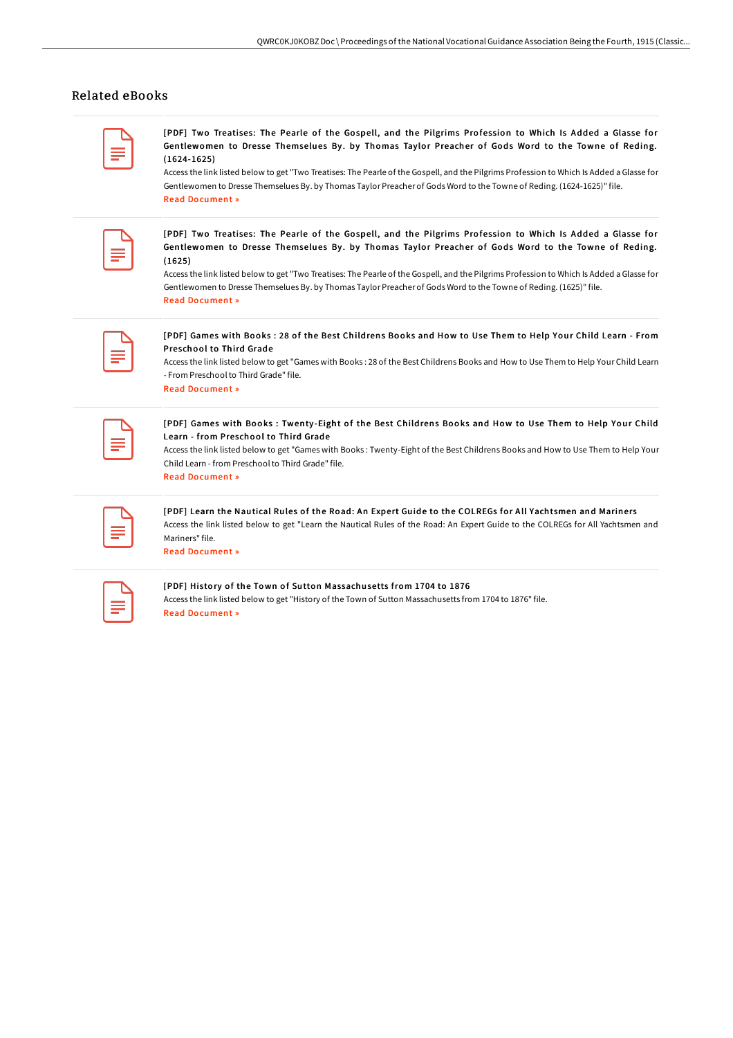## Related eBooks

**[PDF] Two Treatises: The Pearle of the Gospell, and the Pilgrims Profession to Which Is Added a Glasse for Gentlewomen to Dresse Themselues By. by Thomas Taylor Preacher of Gods Word to the Towne of Reding. (1624-1625)**

Access the link listed below to get "Two Treatises: The Pearle of the Gospell, and the Pilgrims Profession to Which Is Added a Glasse for Gentlewomen to Dresse Themselues By. by Thomas Taylor Preacher of Gods Word to the Towne of Reding. (1624-1625)" file.

Read Document »

**[PDF] Two Treatises: The Pearle of the Gospell, and the Pilgrims Profession to Which Is Added a Glasse for Gentlewomen to Dresse Themselues By. by Thomas Taylor Preacher of Gods Word to the Towne of Reding. (1625)**

Access the link listed below to get "Two Treatises: The Pearle of the Gospell, and the Pilgrims Profession to Which Is Added a Glasse for Gentlewomen to Dresse Themselues By. by Thomas Taylor Preacher of Gods Word to the Towne of Reding. (1625)" file.

Read Document »

**[PDF] Games with Books : 28 of the Best Childrens Books and How to Use Them to Help Your Child Learn - From Preschool to Third Grade**

Access the link listed below to get "Games with Books : 28 of the Best Childrens Books and How to Use Them to Help Your Child Learn - From Preschool to Third Grade" file.

Read Document »

**[PDF] Games with Books : Twenty-Eight of the Best Childrens Books and How to Use Them to Help Your Child Learn - from Preschool to Third Grade**

Access the link listed below to get "Games with Books : Twenty-Eight of the Best Childrens Books and How to Use Them to Help Your Child Learn - from Preschool to Third Grade" file.

Read Document »

**[PDF] Learn the Nautical Rules of the Road: An Expert Guide to the COLREGs for All Yachtsmen and Mariners**

Access the link listed below to get "Learn the Nautical Rules of the Road: An Expert Guide to the COLREGs for All Yachtsmen and Mariners" file.

Read Document »

**[PDF] History of the Town of Sutton Massachusetts from 1704 to 1876**

Access the link listed below to get "History of the Town of Sutton Massachusetts from 1704 to 1876" file.

Read Document »